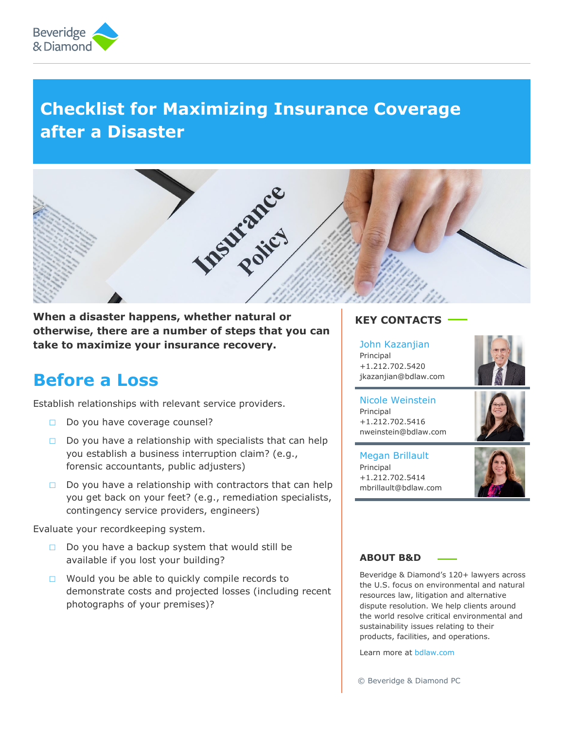# Checklist for Maximizing Insurance Coverage after a Disaster

**When a disaster happens, whether natural or otherwise, there are a number of steps that you can take to maximize your insurance recovery.**

## Before a Loss

Establish relationships with relevant service providers.

- ☐ Do you have coverage counsel?
- ☐ Do you have a relationship with specialists that can help you establish a business interruption claim? (e.g., forensic accountants, public adjusters)
- ☐ Do you have a relationship with contractors that can help you get back on your feet? (e.g., remediation specialists, contingency service providers, engineers)

Evaluate your recordkeeping system.

- ☐ Do you have a backup system that would still be available if you lost your building?
- ☐ Would you be able to quickly compile records to demonstrate costs and projected losses (including recent photographs of your premises)?

### KEY CONTACTS

**John Kazanjian**
Principal
+1.212.702.5420
jkazanjian@bdlaw.com

**Nicole Weinstein**
Principal
+1.212.702.5416
nweinstein@bdlaw.com

**Megan Brillault**
Principal
+1.212.702.5414
mbrillault@bdlaw.com

### ABOUT B&D

Beveridge & Diamond's 120+ lawyers across the U.S. focus on environmental and natural resources law, litigation and alternative dispute resolution. We help clients around the world resolve critical environmental and sustainability issues relating to their products, facilities, and operations.

Learn more at bdlaw.com

© Beveridge & Diamond PC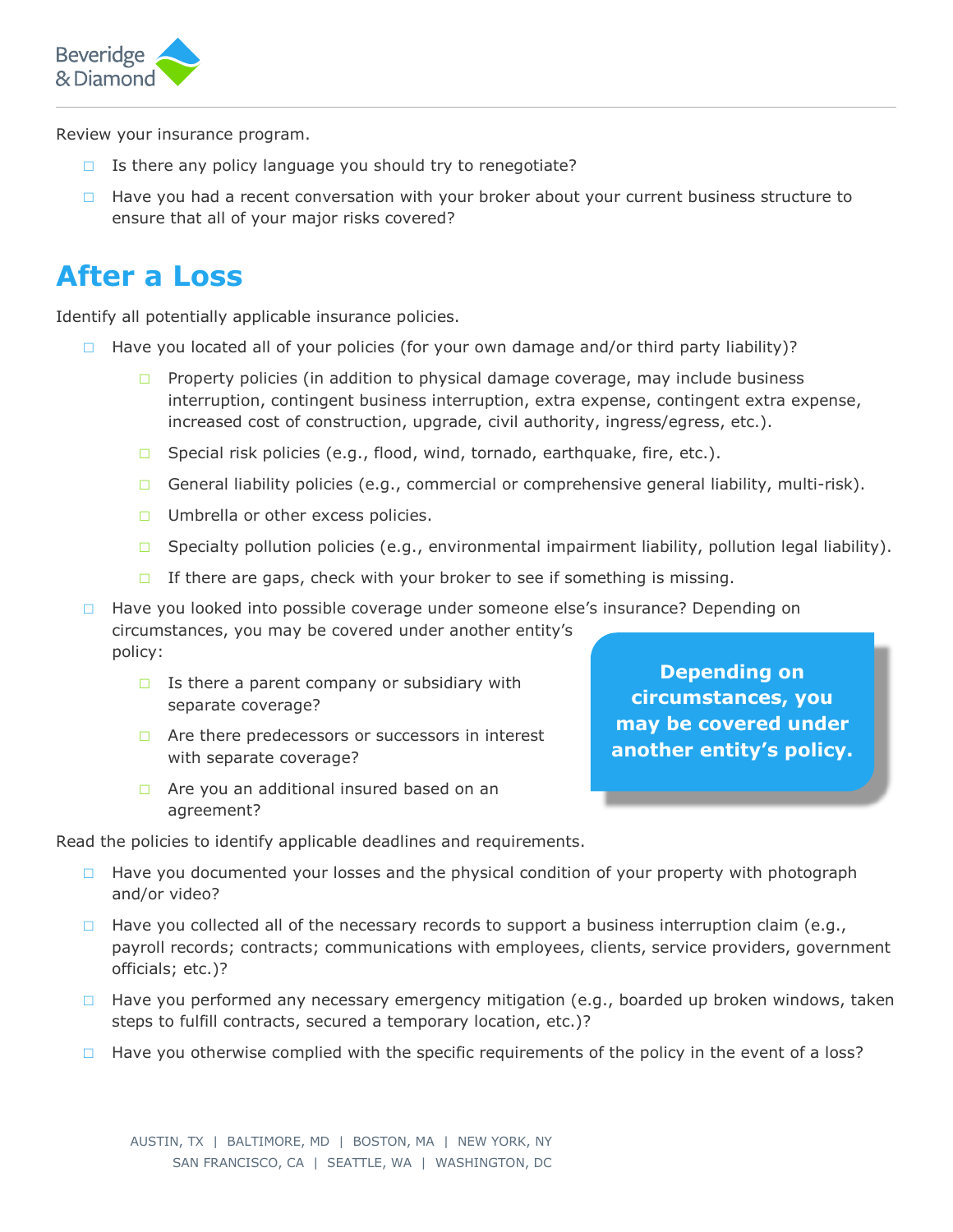Review your insurance program.

- ☐ Is there any policy language you should try to renegotiate?
- ☐ Have you had a recent conversation with your broker about your current business structure to ensure that all of your major risks covered?

## After a Loss

Identify all potentially applicable insurance policies.

- ☐ Have you located all of your policies (for your own damage and/or third party liability)?
  - ☐ Property policies (in addition to physical damage coverage, may include business interruption, contingent business interruption, extra expense, contingent extra expense, increased cost of construction, upgrade, civil authority, ingress/egress, etc.).
  - ☐ Special risk policies (e.g., flood, wind, tornado, earthquake, fire, etc.).
  - ☐ General liability policies (e.g., commercial or comprehensive general liability, multi-risk).
  - ☐ Umbrella or other excess policies.
  - ☐ Specialty pollution policies (e.g., environmental impairment liability, pollution legal liability).
  - ☐ If there are gaps, check with your broker to see if something is missing.
- ☐ Have you looked into possible coverage under someone else's insurance? Depending on circumstances, you may be covered under another entity's policy:
  - ☐ Is there a parent company or subsidiary with separate coverage?
  - ☐ Are there predecessors or successors in interest with separate coverage?
  - ☐ Are you an additional insured based on an agreement?

**Depending on circumstances, you may be covered under another entity's policy.**

Read the policies to identify applicable deadlines and requirements.

- ☐ Have you documented your losses and the physical condition of your property with photograph and/or video?
- ☐ Have you collected all of the necessary records to support a business interruption claim (e.g., payroll records; contracts; communications with employees, clients, service providers, government officials; etc.)?
- ☐ Have you performed any necessary emergency mitigation (e.g., boarded up broken windows, taken steps to fulfill contracts, secured a temporary location, etc.)?
- ☐ Have you otherwise complied with the specific requirements of the policy in the event of a loss?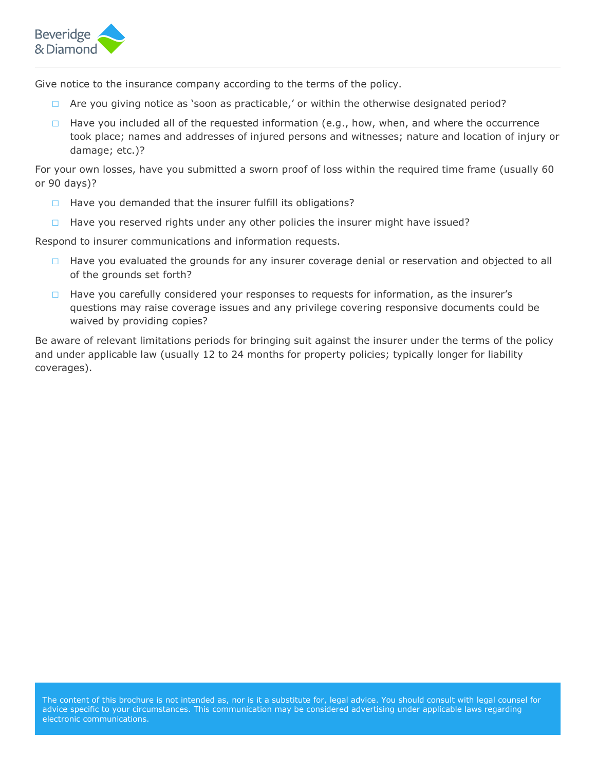Give notice to the insurance company according to the terms of the policy.

- ☐ Are you giving notice as 'soon as practicable,' or within the otherwise designated period?
- ☐ Have you included all of the requested information (e.g., how, when, and where the occurrence took place; names and addresses of injured persons and witnesses; nature and location of injury or damage; etc.)?

For your own losses, have you submitted a sworn proof of loss within the required time frame (usually 60 or 90 days)?

- ☐ Have you demanded that the insurer fulfill its obligations?
- ☐ Have you reserved rights under any other policies the insurer might have issued?

Respond to insurer communications and information requests.

- ☐ Have you evaluated the grounds for any insurer coverage denial or reservation and objected to all of the grounds set forth?
- ☐ Have you carefully considered your responses to requests for information, as the insurer's questions may raise coverage issues and any privilege covering responsive documents could be waived by providing copies?

Be aware of relevant limitations periods for bringing suit against the insurer under the terms of the policy and under applicable law (usually 12 to 24 months for property policies; typically longer for liability coverages).

The content of this brochure is not intended as, nor is it a substitute for, legal advice. You should consult with legal counsel for advice specific to your circumstances. This communication may be considered advertising under applicable laws regarding electronic communications.